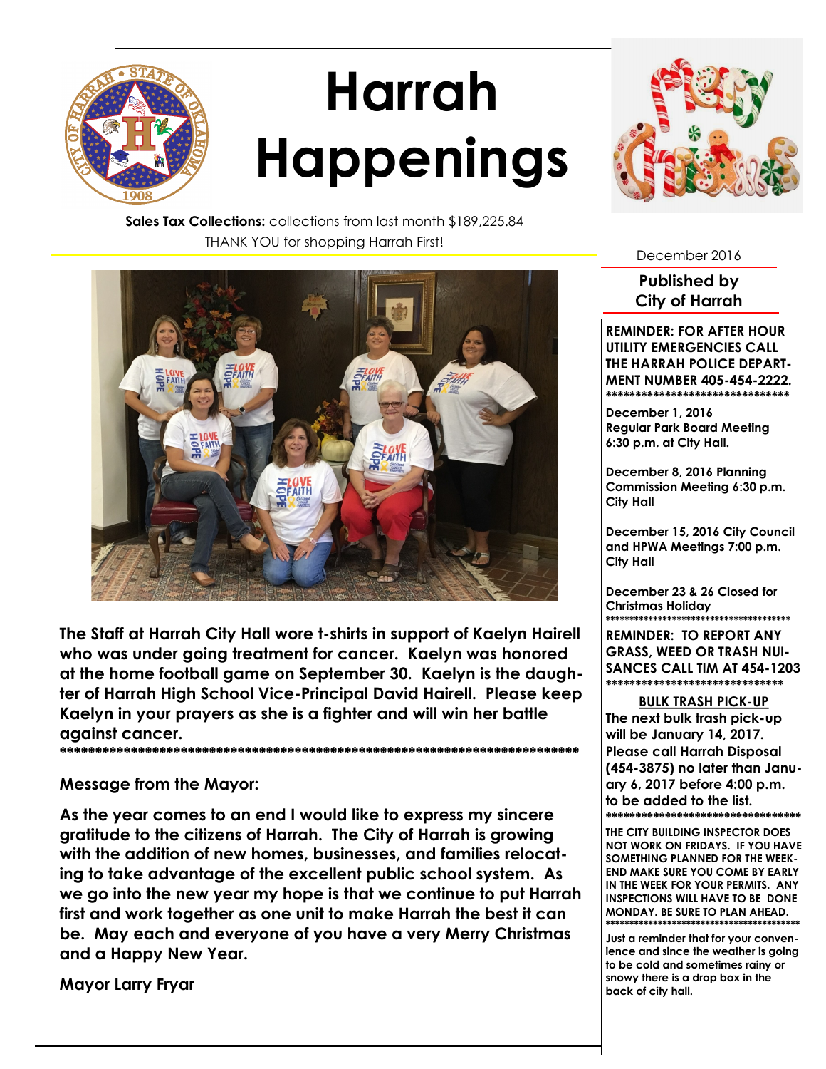# Harrah Happenings

**Sales Tax Collections:** collections from last month $189,225.84

THANK YOU for shopping Harrah First!

**The Staff at Harrah City Hall wore t-shirts in support of Kaelyn Hairell who was under going treatment for cancer. Kaelyn was honored at the home football game on September 30. Kaelyn is the daughter of Harrah High School Vice-Principal David Hairell. Please keep Kaelyn in your prayers as she is a fighter and will win her battle against cancer.**

**\*\*\*\*\*\*\*\*\*\*\*\*\*\*\*\*\*\*\*\*\*\*\*\*\*\*\*\*\*\*\*\*\*\*\*\*\*\*\*\*\*\*\*\*\*\*\*\*\*\*\*\*\*\*\*\*\*\*\*\*\*\*\*\*\*\*\*\*\*\*\*\*\*\*\*\***

**Message from the Mayor:**

**As the year comes to an end I would like to express my sincere gratitude to the citizens of Harrah. The City of Harrah is growing with the addition of new homes, businesses, and families relocating to take advantage of the excellent public school system. As we go into the new year my hope is that we continue to put Harrah first and work together as one unit to make Harrah the best it can be. May each and everyone of you have a very Merry Christmas and a Happy New Year.**

**Mayor Larry Fryar**

December 2016

**Published by City of Harrah**

**REMINDER: FOR AFTER HOUR UTILITY EMERGENCIES CALL THE HARRAH POLICE DEPARTMENT NUMBER 405-454-2222.**

**\*\*\*\*\*\*\*\*\*\*\*\*\*\*\*\*\*\*\*\*\*\*\*\*\*\*\*\*\*\*\*\*\***

**December 1, 2016 Regular Park Board Meeting 6:30 p.m. at City Hall.**

**December 8, 2016 Planning Commission Meeting 6:30 p.m. City Hall**

**December 15, 2016 City Council and HPWA Meetings 7:00 p.m. City Hall**

**December 23 & 26 Closed for Christmas Holiday**

**\*\*\*\*\*\*\*\*\*\*\*\*\*\*\*\*\*\*\*\*\*\*\*\*\*\*\*\*\*\*\*\*\*\*\*\*\*\*\*\***

**REMINDER: TO REPORT ANY GRASS, WEED OR TRASH NUISANCES CALL TIM AT 454-1203**

**\*\*\*\*\*\*\*\*\*\*\*\*\*\*\*\*\*\*\*\*\*\*\*\*\*\*\*\*\*\*\*\***

**BULK TRASH PICK-UP**

**The next bulk trash pick-up will be January 14, 2017. Please call Harrah Disposal (454-3875) no later than January 6, 2017 before 4:00 p.m. to be added to the list.**

**\*\*\*\*\*\*\*\*\*\*\*\*\*\*\*\*\*\*\*\*\*\*\*\*\*\*\*\*\*\*\*\*\*\*\*\***

**THE CITY BUILDING INSPECTOR DOES NOT WORK ON FRIDAYS. IF YOU HAVE SOMETHING PLANNED FOR THE WEEKEND MAKE SURE YOU COME BY EARLY IN THE WEEK FOR YOUR PERMITS. ANY INSPECTIONS WILL HAVE TO BE DONE MONDAY. BE SURE TO PLAN AHEAD.**

**\*\*\*\*\*\*\*\*\*\*\*\*\*\*\*\*\*\*\*\*\*\*\*\*\*\*\*\*\*\*\*\*\*\*\*\*\*\*\*\*\*\***

**Just a reminder that for your convenience and since the weather is going to be cold and sometimes rainy or snowy there is a drop box in the back of city hall.**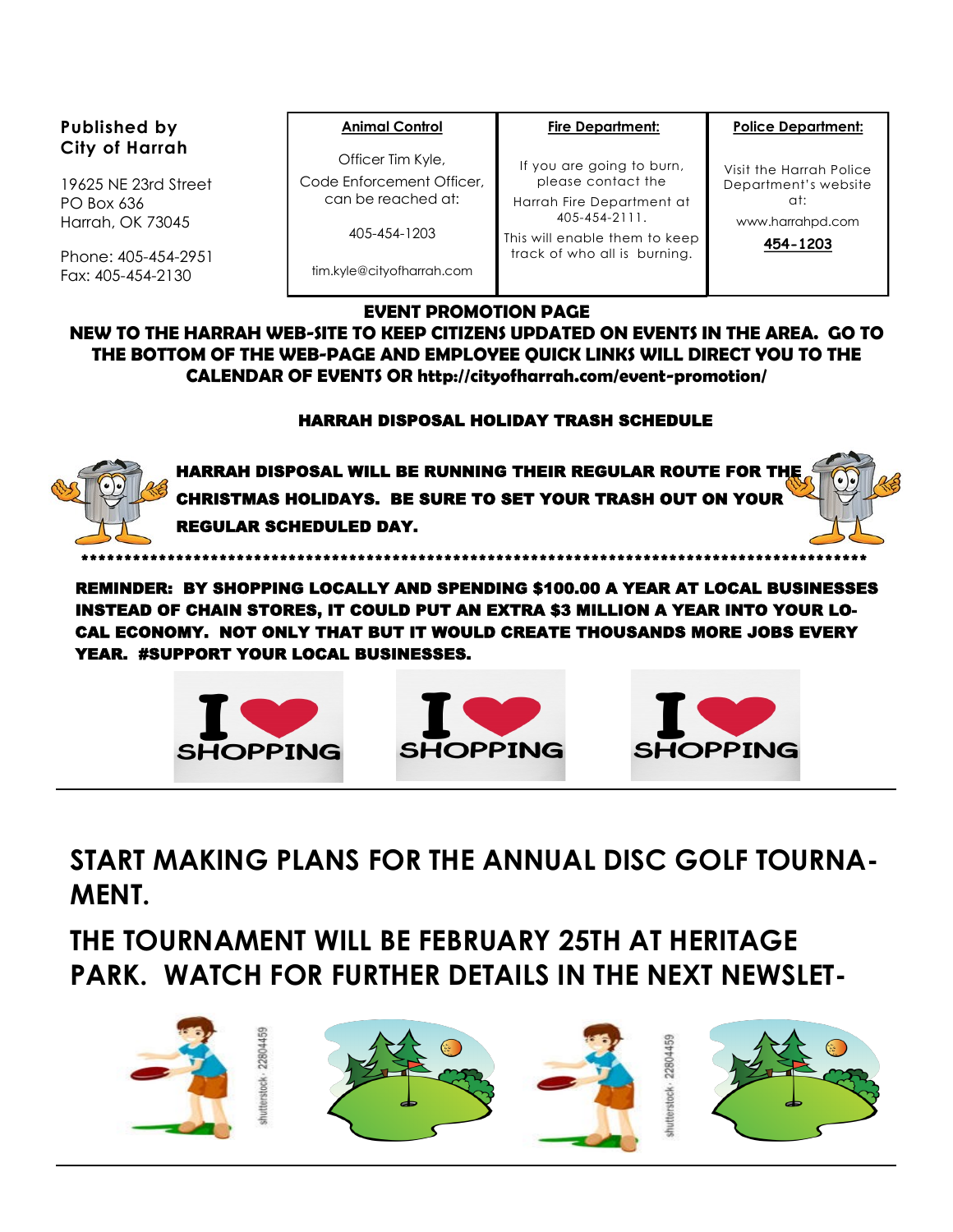**Published by City of Harrah**

19625 NE 23rd Street
PO Box 636
Harrah, OK 73045

Phone: 405-454-2951
Fax: 405-454-2130

| Animal Control | Fire Department: | Police Department: |
|---|---|---|
| Officer Tim Kyle, Code Enforcement Officer, can be reached at: 405-454-1203 tim.kyle@cityofharrah.com | If you are going to burn, please contact the Harrah Fire Department at 405-454-2111. This will enable them to keep track of who all is burning. | Visit the Harrah Police Department's website at: www.harrahpd.com **454-1203** |

**EVENT PROMOTION PAGE**

**NEW TO THE HARRAH WEB-SITE TO KEEP CITIZENS UPDATED ON EVENTS IN THE AREA. GO TO THE BOTTOM OF THE WEB-PAGE AND EMPLOYEE QUICK LINKS WILL DIRECT YOU TO THE CALENDAR OF EVENTS OR http://cityofharrah.com/event-promotion/**

**HARRAH DISPOSAL HOLIDAY TRASH SCHEDULE**

**HARRAH DISPOSAL WILL BE RUNNING THEIR REGULAR ROUTE FOR THE CHRISTMAS HOLIDAYS. BE SURE TO SET YOUR TRASH OUT ON YOUR REGULAR SCHEDULED DAY.**

**************************************************************************************************************

**REMINDER: BY SHOPPING LOCALLY AND SPENDING $100.00 A YEAR AT LOCAL BUSINESSES INSTEAD OF CHAIN STORES, IT COULD PUT AN EXTRA $3 MILLION A YEAR INTO YOUR LOCAL ECONOMY. NOT ONLY THAT BUT IT WOULD CREATE THOUSANDS MORE JOBS EVERY YEAR. #SUPPORT YOUR LOCAL BUSINESSES.**

I ❤ SHOPPING I ❤ SHOPPING I ❤ SHOPPING

## START MAKING PLANS FOR THE ANNUAL DISC GOLF TOURNAMENT.

## THE TOURNAMENT WILL BE FEBRUARY 25TH AT HERITAGE PARK. WATCH FOR FURTHER DETAILS IN THE NEXT NEWSLET-